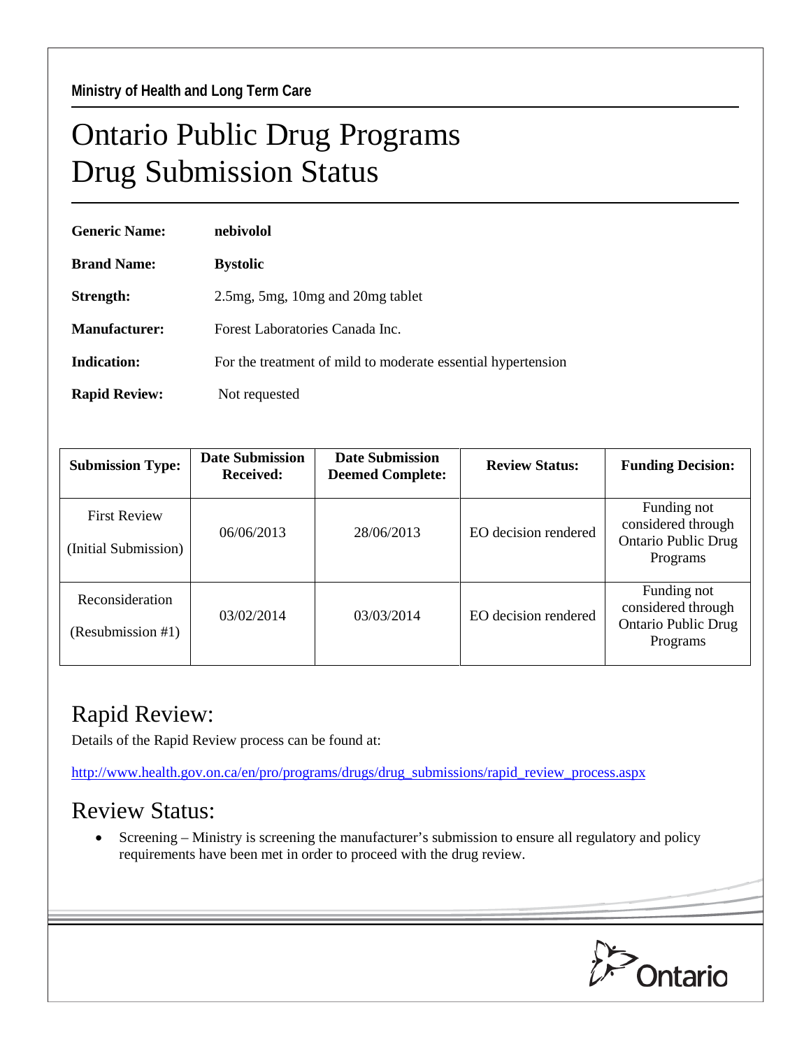Ministry of Health and Long Term Care

# Ontario Public Drug Programs
# Drug Submission Status

**Generic Name:** **nebivolol**

**Brand Name:** **Bystolic**

**Strength:** 2.5mg, 5mg, 10mg and 20mg tablet

**Manufacturer:** Forest Laboratories Canada Inc.

**Indication:** For the treatment of mild to moderate essential hypertension

**Rapid Review:** Not requested

| Submission Type: | Date Submission Received: | Date Submission Deemed Complete: | Review Status: | Funding Decision: |
|---|---|---|---|---|
| First Review (Initial Submission) | 06/06/2013 | 28/06/2013 | EO decision rendered | Funding not considered through Ontario Public Drug Programs |
| Reconsideration (Resubmission #1) | 03/02/2014 | 03/03/2014 | EO decision rendered | Funding not considered through Ontario Public Drug Programs |

## Rapid Review:

Details of the Rapid Review process can be found at:

http://www.health.gov.on.ca/en/pro/programs/drugs/drug_submissions/rapid_review_process.aspx

## Review Status:

- Screening – Ministry is screening the manufacturer's submission to ensure all regulatory and policy requirements have been met in order to proceed with the drug review.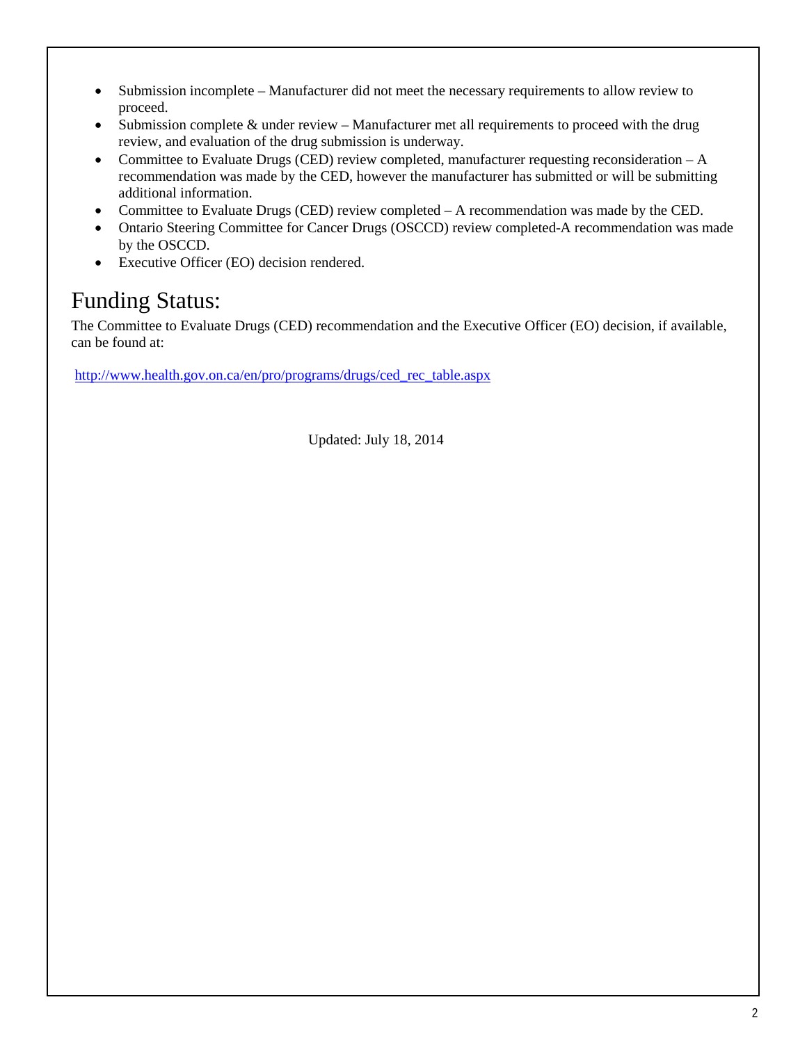- Submission incomplete – Manufacturer did not meet the necessary requirements to allow review to proceed.
- Submission complete & under review – Manufacturer met all requirements to proceed with the drug review, and evaluation of the drug submission is underway.
- Committee to Evaluate Drugs (CED) review completed, manufacturer requesting reconsideration – A recommendation was made by the CED, however the manufacturer has submitted or will be submitting additional information.
- Committee to Evaluate Drugs (CED) review completed – A recommendation was made by the CED.
- Ontario Steering Committee for Cancer Drugs (OSCCD) review completed-A recommendation was made by the OSCCD.
- Executive Officer (EO) decision rendered.

# Funding Status:

The Committee to Evaluate Drugs (CED) recommendation and the Executive Officer (EO) decision, if available, can be found at:

http://www.health.gov.on.ca/en/pro/programs/drugs/ced_rec_table.aspx

Updated: July 18, 2014